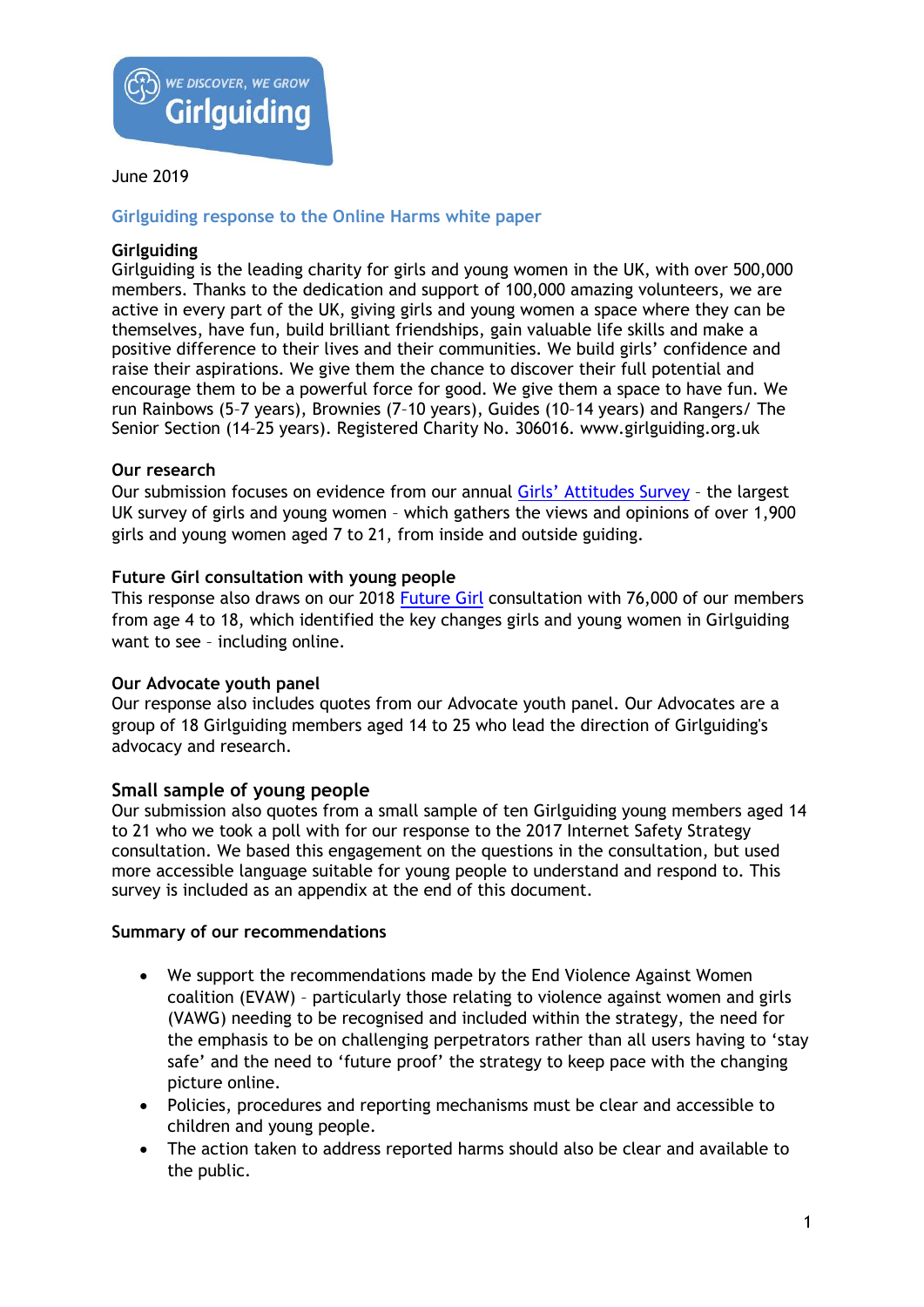June 2019

# Girlguiding response to the Online Harms white paper

## Girlguiding

Girlguiding is the leading charity for girls and young women in the UK, with over 500,000 members. Thanks to the dedication and support of 100,000 amazing volunteers, we are active in every part of the UK, giving girls and young women a space where they can be themselves, have fun, build brilliant friendships, gain valuable life skills and make a positive difference to their lives and their communities. We build girls' confidence and raise their aspirations. We give them the chance to discover their full potential and encourage them to be a powerful force for good. We give them a space to have fun. We run Rainbows (5–7 years), Brownies (7–10 years), Guides (10–14 years) and Rangers/ The Senior Section (14–25 years). Registered Charity No. 306016. www.girlguiding.org.uk

## Our research

Our submission focuses on evidence from our annual Girls' Attitudes Survey – the largest UK survey of girls and young women – which gathers the views and opinions of over 1,900 girls and young women aged 7 to 21, from inside and outside guiding.

## Future Girl consultation with young people

This response also draws on our 2018 Future Girl consultation with 76,000 of our members from age 4 to 18, which identified the key changes girls and young women in Girlguiding want to see – including online.

## Our Advocate youth panel

Our response also includes quotes from our Advocate youth panel. Our Advocates are a group of 18 Girlguiding members aged 14 to 25 who lead the direction of Girlguiding's advocacy and research.

## Small sample of young people

Our submission also quotes from a small sample of ten Girlguiding young members aged 14 to 21 who we took a poll with for our response to the 2017 Internet Safety Strategy consultation. We based this engagement on the questions in the consultation, but used more accessible language suitable for young people to understand and respond to. This survey is included as an appendix at the end of this document.

## Summary of our recommendations

- We support the recommendations made by the End Violence Against Women coalition (EVAW) – particularly those relating to violence against women and girls (VAWG) needing to be recognised and included within the strategy, the need for the emphasis to be on challenging perpetrators rather than all users having to 'stay safe' and the need to 'future proof' the strategy to keep pace with the changing picture online.
- Policies, procedures and reporting mechanisms must be clear and accessible to children and young people.
- The action taken to address reported harms should also be clear and available to the public.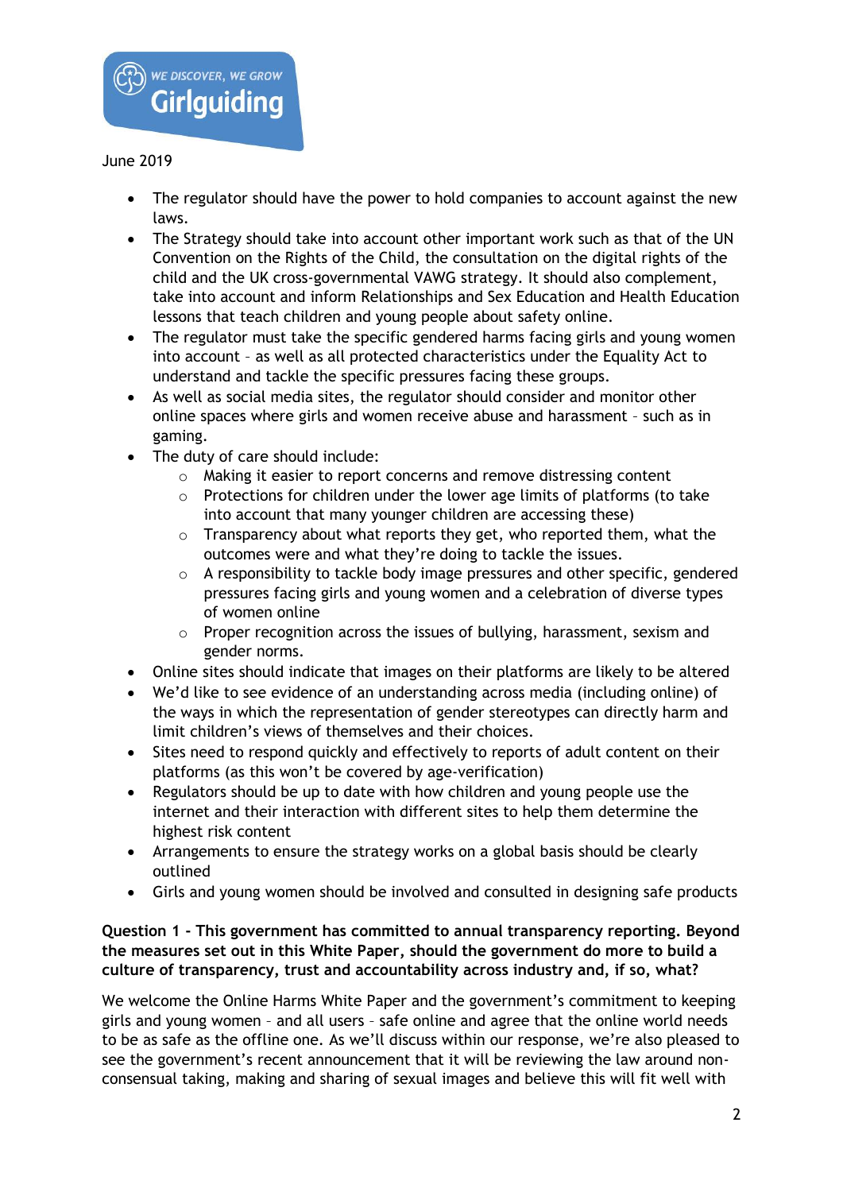June 2019

- The regulator should have the power to hold companies to account against the new laws.
- The Strategy should take into account other important work such as that of the UN Convention on the Rights of the Child, the consultation on the digital rights of the child and the UK cross-governmental VAWG strategy. It should also complement, take into account and inform Relationships and Sex Education and Health Education lessons that teach children and young people about safety online.
- The regulator must take the specific gendered harms facing girls and young women into account – as well as all protected characteristics under the Equality Act to understand and tackle the specific pressures facing these groups.
- As well as social media sites, the regulator should consider and monitor other online spaces where girls and women receive abuse and harassment – such as in gaming.
- The duty of care should include:
  - Making it easier to report concerns and remove distressing content
  - Protections for children under the lower age limits of platforms (to take into account that many younger children are accessing these)
  - Transparency about what reports they get, who reported them, what the outcomes were and what they're doing to tackle the issues.
  - A responsibility to tackle body image pressures and other specific, gendered pressures facing girls and young women and a celebration of diverse types of women online
  - Proper recognition across the issues of bullying, harassment, sexism and gender norms.
- Online sites should indicate that images on their platforms are likely to be altered
- We'd like to see evidence of an understanding across media (including online) of the ways in which the representation of gender stereotypes can directly harm and limit children's views of themselves and their choices.
- Sites need to respond quickly and effectively to reports of adult content on their platforms (as this won't be covered by age-verification)
- Regulators should be up to date with how children and young people use the internet and their interaction with different sites to help them determine the highest risk content
- Arrangements to ensure the strategy works on a global basis should be clearly outlined
- Girls and young women should be involved and consulted in designing safe products

**Question 1 - This government has committed to annual transparency reporting. Beyond the measures set out in this White Paper, should the government do more to build a culture of transparency, trust and accountability across industry and, if so, what?**

We welcome the Online Harms White Paper and the government's commitment to keeping girls and young women – and all users – safe online and agree that the online world needs to be as safe as the offline one. As we'll discuss within our response, we're also pleased to see the government's recent announcement that it will be reviewing the law around non-consensual taking, making and sharing of sexual images and believe this will fit well with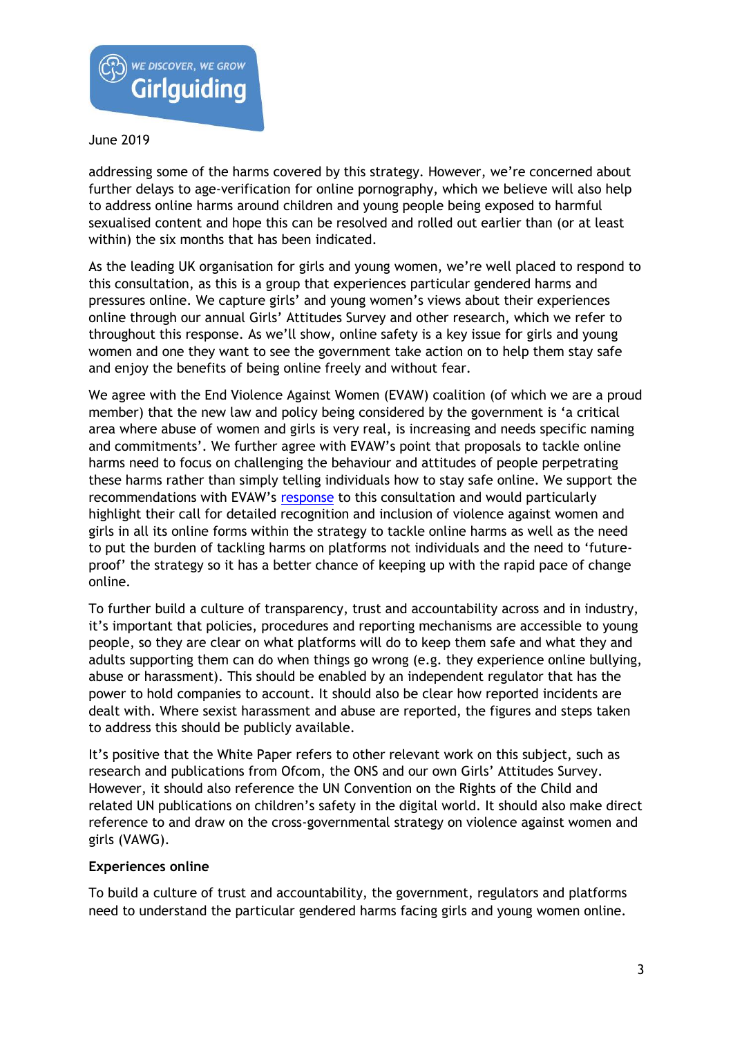addressing some of the harms covered by this strategy. However, we're concerned about further delays to age-verification for online pornography, which we believe will also help to address online harms around children and young people being exposed to harmful sexualised content and hope this can be resolved and rolled out earlier than (or at least within) the six months that has been indicated.

As the leading UK organisation for girls and young women, we're well placed to respond to this consultation, as this is a group that experiences particular gendered harms and pressures online. We capture girls' and young women's views about their experiences online through our annual Girls' Attitudes Survey and other research, which we refer to throughout this response. As we'll show, online safety is a key issue for girls and young women and one they want to see the government take action on to help them stay safe and enjoy the benefits of being online freely and without fear.

We agree with the End Violence Against Women (EVAW) coalition (of which we are a proud member) that the new law and policy being considered by the government is 'a critical area where abuse of women and girls is very real, is increasing and needs specific naming and commitments'. We further agree with EVAW's point that proposals to tackle online harms need to focus on challenging the behaviour and attitudes of people perpetrating these harms rather than simply telling individuals how to stay safe online. We support the recommendations with EVAW's response to this consultation and would particularly highlight their call for detailed recognition and inclusion of violence against women and girls in all its online forms within the strategy to tackle online harms as well as the need to put the burden of tackling harms on platforms not individuals and the need to 'future-proof' the strategy so it has a better chance of keeping up with the rapid pace of change online.

To further build a culture of transparency, trust and accountability across and in industry, it's important that policies, procedures and reporting mechanisms are accessible to young people, so they are clear on what platforms will do to keep them safe and what they and adults supporting them can do when things go wrong (e.g. they experience online bullying, abuse or harassment). This should be enabled by an independent regulator that has the power to hold companies to account. It should also be clear how reported incidents are dealt with. Where sexist harassment and abuse are reported, the figures and steps taken to address this should be publicly available.

It's positive that the White Paper refers to other relevant work on this subject, such as research and publications from Ofcom, the ONS and our own Girls' Attitudes Survey. However, it should also reference the UN Convention on the Rights of the Child and related UN publications on children's safety in the digital world. It should also make direct reference to and draw on the cross-governmental strategy on violence against women and girls (VAWG).

**Experiences online**

To build a culture of trust and accountability, the government, regulators and platforms need to understand the particular gendered harms facing girls and young women online.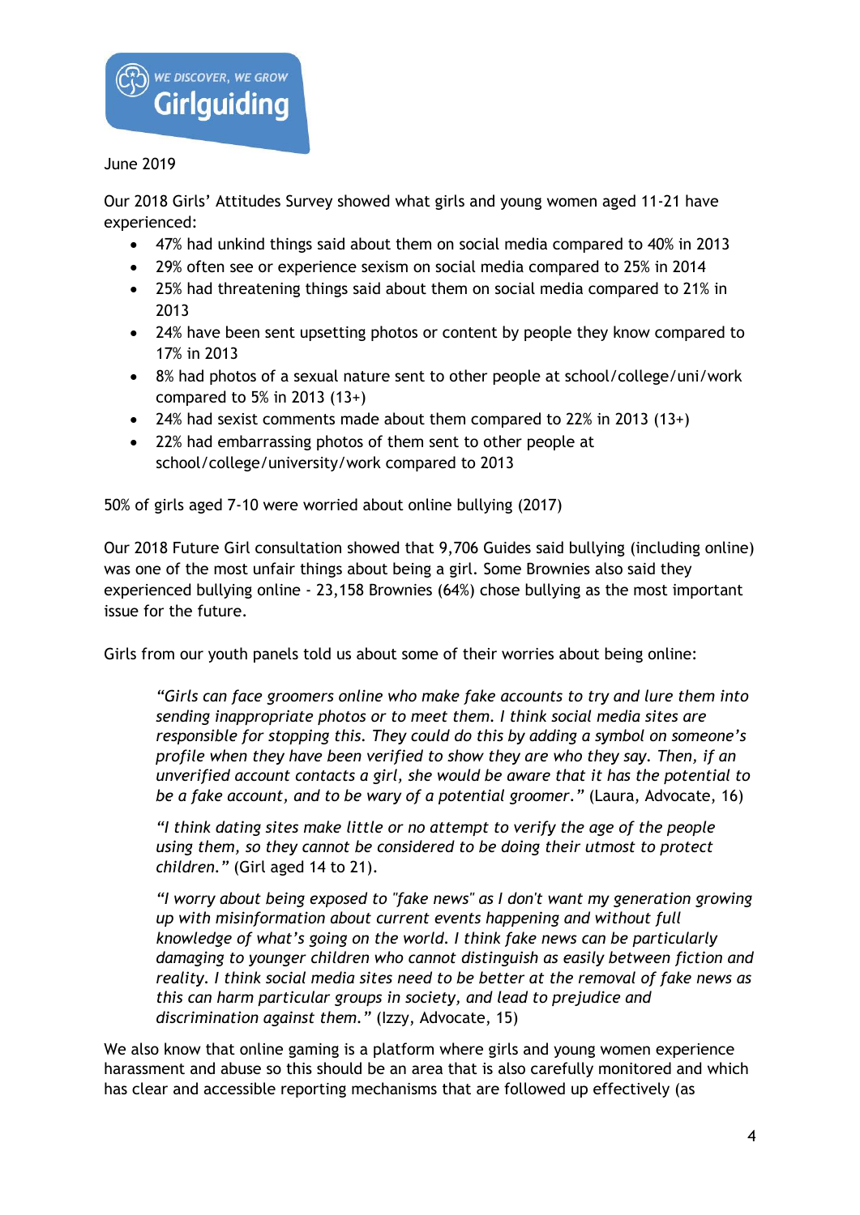June 2019

Our 2018 Girls' Attitudes Survey showed what girls and young women aged 11-21 have experienced:

- 47% had unkind things said about them on social media compared to 40% in 2013
- 29% often see or experience sexism on social media compared to 25% in 2014
- 25% had threatening things said about them on social media compared to 21% in 2013
- 24% have been sent upsetting photos or content by people they know compared to 17% in 2013
- 8% had photos of a sexual nature sent to other people at school/college/uni/work compared to 5% in 2013 (13+)
- 24% had sexist comments made about them compared to 22% in 2013 (13+)
- 22% had embarrassing photos of them sent to other people at school/college/university/work compared to 2013

50% of girls aged 7-10 were worried about online bullying (2017)

Our 2018 Future Girl consultation showed that 9,706 Guides said bullying (including online) was one of the most unfair things about being a girl. Some Brownies also said they experienced bullying online - 23,158 Brownies (64%) chose bullying as the most important issue for the future.

Girls from our youth panels told us about some of their worries about being online:

> *"Girls can face groomers online who make fake accounts to try and lure them into sending inappropriate photos or to meet them. I think social media sites are responsible for stopping this. They could do this by adding a symbol on someone's profile when they have been verified to show they are who they say. Then, if an unverified account contacts a girl, she would be aware that it has the potential to be a fake account, and to be wary of a potential groomer."* (Laura, Advocate, 16)

> *"I think dating sites make little or no attempt to verify the age of the people using them, so they cannot be considered to be doing their utmost to protect children."* (Girl aged 14 to 21).

> *"I worry about being exposed to "fake news" as I don't want my generation growing up with misinformation about current events happening and without full knowledge of what's going on the world. I think fake news can be particularly damaging to younger children who cannot distinguish as easily between fiction and reality. I think social media sites need to be better at the removal of fake news as this can harm particular groups in society, and lead to prejudice and discrimination against them."* (Izzy, Advocate, 15)

We also know that online gaming is a platform where girls and young women experience harassment and abuse so this should be an area that is also carefully monitored and which has clear and accessible reporting mechanisms that are followed up effectively (as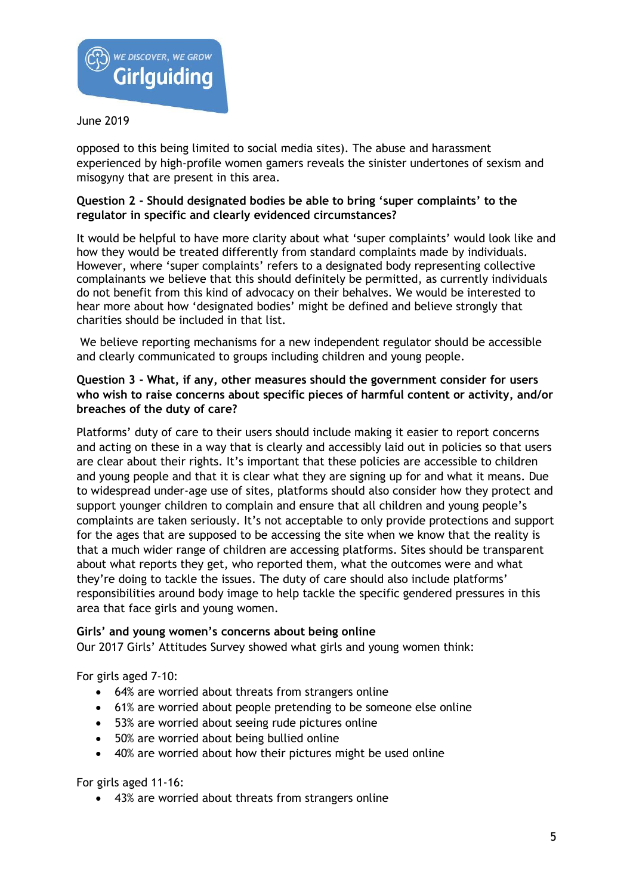opposed to this being limited to social media sites). The abuse and harassment experienced by high-profile women gamers reveals the sinister undertones of sexism and misogyny that are present in this area.

**Question 2 - Should designated bodies be able to bring 'super complaints' to the regulator in specific and clearly evidenced circumstances?**

It would be helpful to have more clarity about what 'super complaints' would look like and how they would be treated differently from standard complaints made by individuals. However, where 'super complaints' refers to a designated body representing collective complainants we believe that this should definitely be permitted, as currently individuals do not benefit from this kind of advocacy on their behalves. We would be interested to hear more about how 'designated bodies' might be defined and believe strongly that charities should be included in that list.

We believe reporting mechanisms for a new independent regulator should be accessible and clearly communicated to groups including children and young people.

**Question 3 - What, if any, other measures should the government consider for users who wish to raise concerns about specific pieces of harmful content or activity, and/or breaches of the duty of care?**

Platforms' duty of care to their users should include making it easier to report concerns and acting on these in a way that is clearly and accessibly laid out in policies so that users are clear about their rights. It's important that these policies are accessible to children and young people and that it is clear what they are signing up for and what it means. Due to widespread under-age use of sites, platforms should also consider how they protect and support younger children to complain and ensure that all children and young people's complaints are taken seriously. It's not acceptable to only provide protections and support for the ages that are supposed to be accessing the site when we know that the reality is that a much wider range of children are accessing platforms. Sites should be transparent about what reports they get, who reported them, what the outcomes were and what they're doing to tackle the issues. The duty of care should also include platforms' responsibilities around body image to help tackle the specific gendered pressures in this area that face girls and young women.

**Girls' and young women's concerns about being online**

Our 2017 Girls' Attitudes Survey showed what girls and young women think:

For girls aged 7-10:

- 64% are worried about threats from strangers online
- 61% are worried about people pretending to be someone else online
- 53% are worried about seeing rude pictures online
- 50% are worried about being bullied online
- 40% are worried about how their pictures might be used online

For girls aged 11-16:

- 43% are worried about threats from strangers online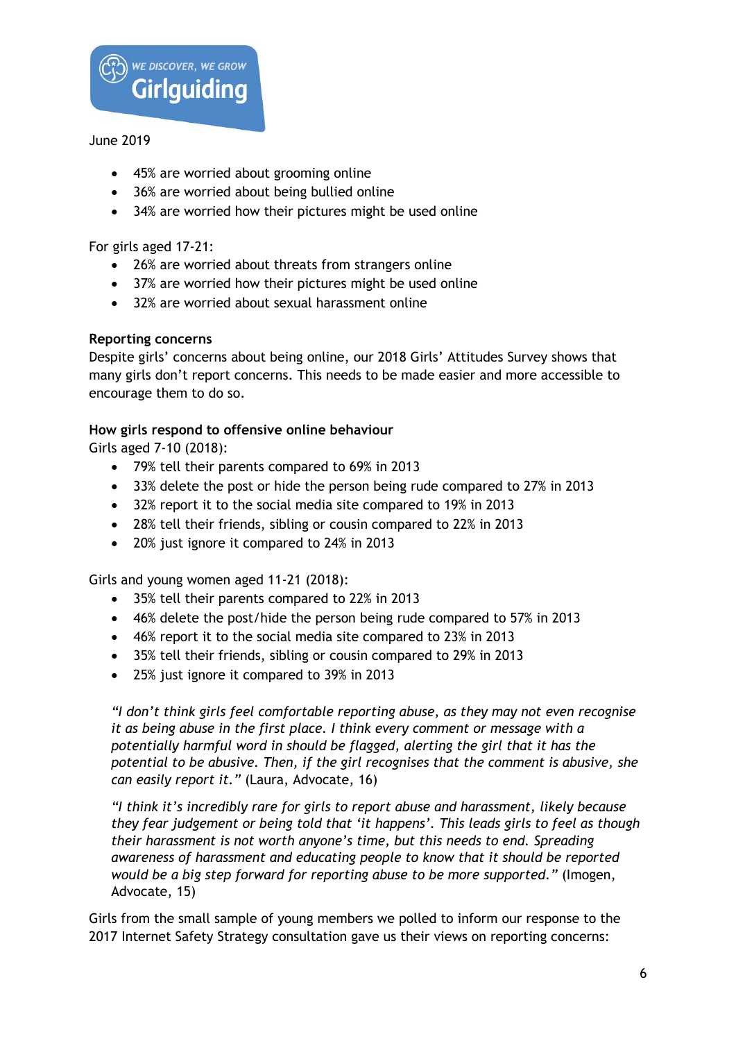June 2019

- 45% are worried about grooming online
- 36% are worried about being bullied online
- 34% are worried how their pictures might be used online

For girls aged 17-21:

- 26% are worried about threats from strangers online
- 37% are worried how their pictures might be used online
- 32% are worried about sexual harassment online

**Reporting concerns**

Despite girls' concerns about being online, our 2018 Girls' Attitudes Survey shows that many girls don't report concerns. This needs to be made easier and more accessible to encourage them to do so.

**How girls respond to offensive online behaviour**

Girls aged 7-10 (2018):

- 79% tell their parents compared to 69% in 2013
- 33% delete the post or hide the person being rude compared to 27% in 2013
- 32% report it to the social media site compared to 19% in 2013
- 28% tell their friends, sibling or cousin compared to 22% in 2013
- 20% just ignore it compared to 24% in 2013

Girls and young women aged 11-21 (2018):

- 35% tell their parents compared to 22% in 2013
- 46% delete the post/hide the person being rude compared to 57% in 2013
- 46% report it to the social media site compared to 23% in 2013
- 35% tell their friends, sibling or cousin compared to 29% in 2013
- 25% just ignore it compared to 39% in 2013

> *"I don't think girls feel comfortable reporting abuse, as they may not even recognise it as being abuse in the first place. I think every comment or message with a potentially harmful word in should be flagged, alerting the girl that it has the potential to be abusive. Then, if the girl recognises that the comment is abusive, she can easily report it."* (Laura, Advocate, 16)

> *"I think it's incredibly rare for girls to report abuse and harassment, likely because they fear judgement or being told that 'it happens'. This leads girls to feel as though their harassment is not worth anyone's time, but this needs to end. Spreading awareness of harassment and educating people to know that it should be reported would be a big step forward for reporting abuse to be more supported."* (Imogen, Advocate, 15)

Girls from the small sample of young members we polled to inform our response to the 2017 Internet Safety Strategy consultation gave us their views on reporting concerns: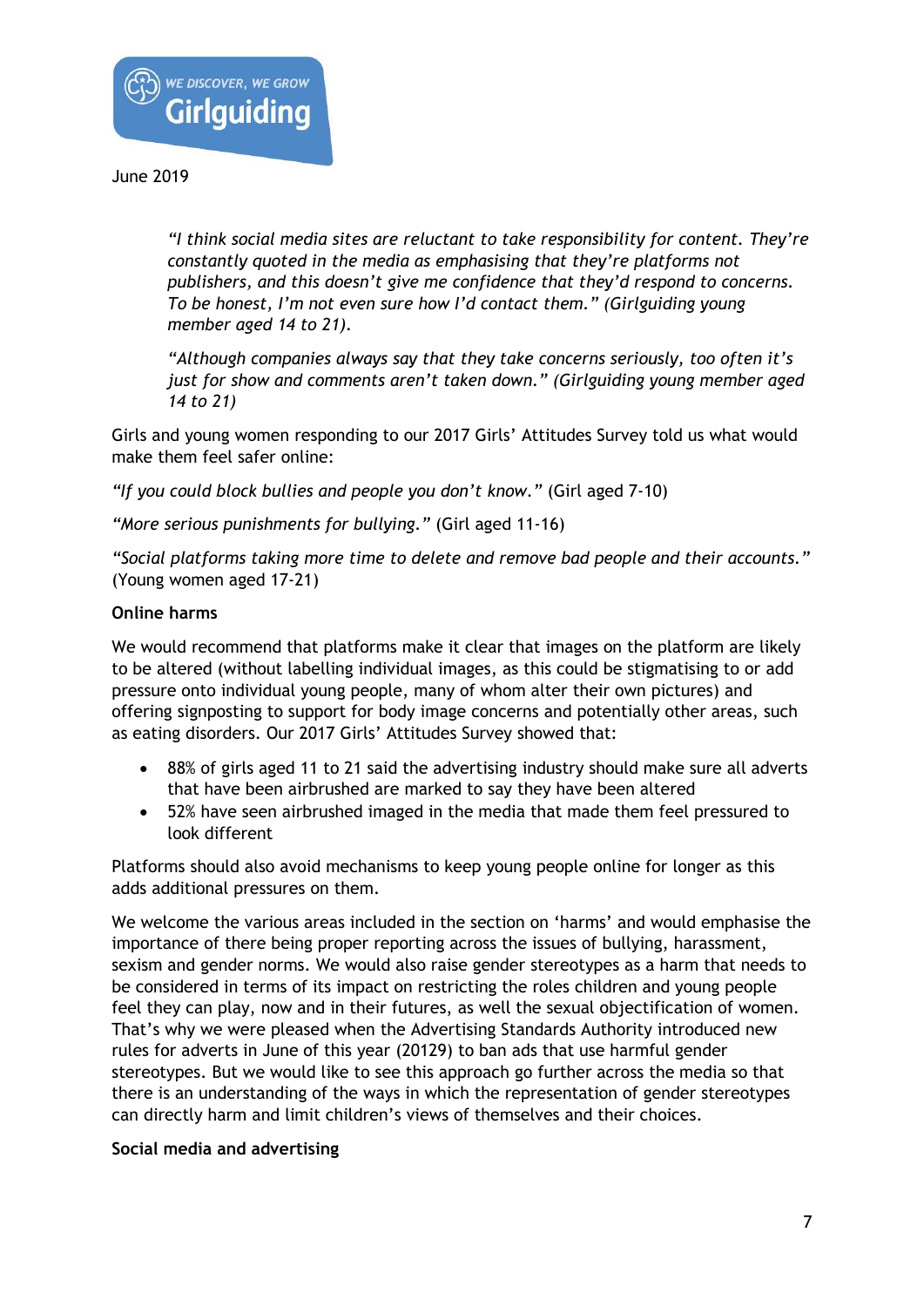June 2019

> *"I think social media sites are reluctant to take responsibility for content. They're constantly quoted in the media as emphasising that they're platforms not publishers, and this doesn't give me confidence that they'd respond to concerns. To be honest, I'm not even sure how I'd contact them." (Girlguiding young member aged 14 to 21).*
>
> *"Although companies always say that they take concerns seriously, too often it's just for show and comments aren't taken down." (Girlguiding young member aged 14 to 21)*

Girls and young women responding to our 2017 Girls' Attitudes Survey told us what would make them feel safer online:

*"If you could block bullies and people you don't know."* (Girl aged 7-10)

*"More serious punishments for bullying."* (Girl aged 11-16)

*"Social platforms taking more time to delete and remove bad people and their accounts."* (Young women aged 17-21)

**Online harms**

We would recommend that platforms make it clear that images on the platform are likely to be altered (without labelling individual images, as this could be stigmatising to or add pressure onto individual young people, many of whom alter their own pictures) and offering signposting to support for body image concerns and potentially other areas, such as eating disorders. Our 2017 Girls' Attitudes Survey showed that:

- 88% of girls aged 11 to 21 said the advertising industry should make sure all adverts that have been airbrushed are marked to say they have been altered
- 52% have seen airbrushed imaged in the media that made them feel pressured to look different

Platforms should also avoid mechanisms to keep young people online for longer as this adds additional pressures on them.

We welcome the various areas included in the section on 'harms' and would emphasise the importance of there being proper reporting across the issues of bullying, harassment, sexism and gender norms. We would also raise gender stereotypes as a harm that needs to be considered in terms of its impact on restricting the roles children and young people feel they can play, now and in their futures, as well the sexual objectification of women. That's why we were pleased when the Advertising Standards Authority introduced new rules for adverts in June of this year (20129) to ban ads that use harmful gender stereotypes. But we would like to see this approach go further across the media so that there is an understanding of the ways in which the representation of gender stereotypes can directly harm and limit children's views of themselves and their choices.

**Social media and advertising**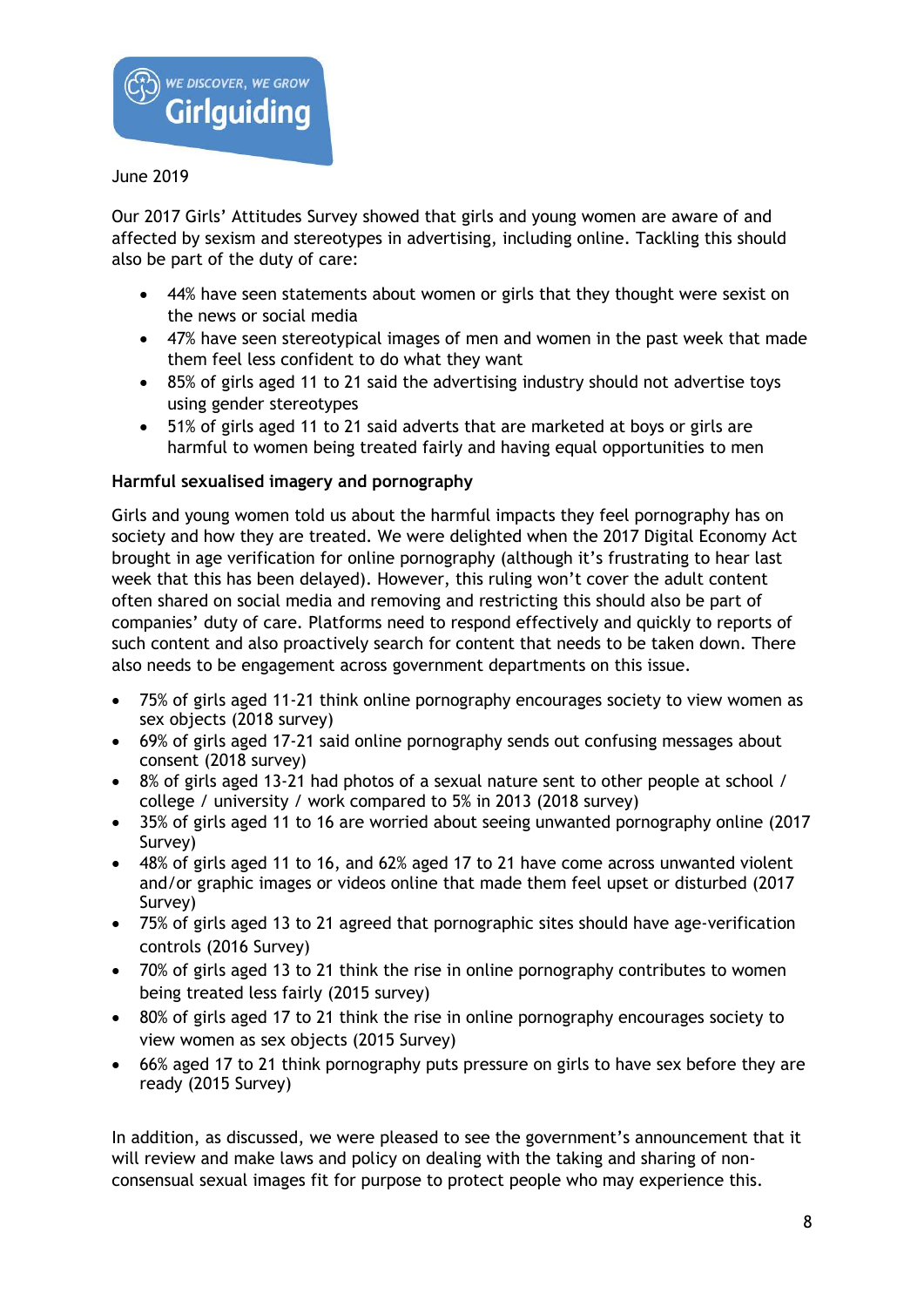June 2019

Our 2017 Girls' Attitudes Survey showed that girls and young women are aware of and affected by sexism and stereotypes in advertising, including online. Tackling this should also be part of the duty of care:

- 44% have seen statements about women or girls that they thought were sexist on the news or social media
- 47% have seen stereotypical images of men and women in the past week that made them feel less confident to do what they want
- 85% of girls aged 11 to 21 said the advertising industry should not advertise toys using gender stereotypes
- 51% of girls aged 11 to 21 said adverts that are marketed at boys or girls are harmful to women being treated fairly and having equal opportunities to men

**Harmful sexualised imagery and pornography**

Girls and young women told us about the harmful impacts they feel pornography has on society and how they are treated. We were delighted when the 2017 Digital Economy Act brought in age verification for online pornography (although it's frustrating to hear last week that this has been delayed). However, this ruling won't cover the adult content often shared on social media and removing and restricting this should also be part of companies' duty of care. Platforms need to respond effectively and quickly to reports of such content and also proactively search for content that needs to be taken down. There also needs to be engagement across government departments on this issue.

- 75% of girls aged 11-21 think online pornography encourages society to view women as sex objects (2018 survey)
- 69% of girls aged 17-21 said online pornography sends out confusing messages about consent (2018 survey)
- 8% of girls aged 13-21 had photos of a sexual nature sent to other people at school / college / university / work compared to 5% in 2013 (2018 survey)
- 35% of girls aged 11 to 16 are worried about seeing unwanted pornography online (2017 Survey)
- 48% of girls aged 11 to 16, and 62% aged 17 to 21 have come across unwanted violent and/or graphic images or videos online that made them feel upset or disturbed (2017 Survey)
- 75% of girls aged 13 to 21 agreed that pornographic sites should have age-verification controls (2016 Survey)
- 70% of girls aged 13 to 21 think the rise in online pornography contributes to women being treated less fairly (2015 survey)
- 80% of girls aged 17 to 21 think the rise in online pornography encourages society to view women as sex objects (2015 Survey)
- 66% aged 17 to 21 think pornography puts pressure on girls to have sex before they are ready (2015 Survey)

In addition, as discussed, we were pleased to see the government's announcement that it will review and make laws and policy on dealing with the taking and sharing of non-consensual sexual images fit for purpose to protect people who may experience this.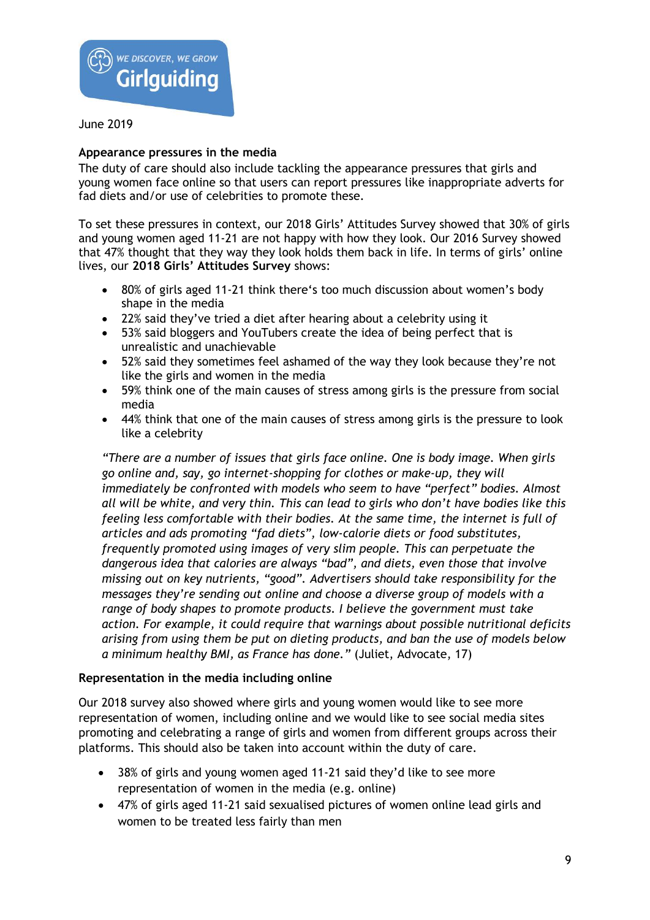June 2019

**Appearance pressures in the media**

The duty of care should also include tackling the appearance pressures that girls and young women face online so that users can report pressures like inappropriate adverts for fad diets and/or use of celebrities to promote these.

To set these pressures in context, our 2018 Girls' Attitudes Survey showed that 30% of girls and young women aged 11-21 are not happy with how they look. Our 2016 Survey showed that 47% thought that they way they look holds them back in life. In terms of girls' online lives, our **2018 Girls' Attitudes Survey** shows:

- 80% of girls aged 11-21 think there's too much discussion about women's body shape in the media
- 22% said they've tried a diet after hearing about a celebrity using it
- 53% said bloggers and YouTubers create the idea of being perfect that is unrealistic and unachievable
- 52% said they sometimes feel ashamed of the way they look because they're not like the girls and women in the media
- 59% think one of the main causes of stress among girls is the pressure from social media
- 44% think that one of the main causes of stress among girls is the pressure to look like a celebrity

*"There are a number of issues that girls face online. One is body image. When girls go online and, say, go internet-shopping for clothes or make-up, they will immediately be confronted with models who seem to have "perfect" bodies. Almost all will be white, and very thin. This can lead to girls who don't have bodies like this feeling less comfortable with their bodies. At the same time, the internet is full of articles and ads promoting "fad diets", low-calorie diets or food substitutes, frequently promoted using images of very slim people. This can perpetuate the dangerous idea that calories are always "bad", and diets, even those that involve missing out on key nutrients, "good". Advertisers should take responsibility for the messages they're sending out online and choose a diverse group of models with a range of body shapes to promote products. I believe the government must take action. For example, it could require that warnings about possible nutritional deficits arising from using them be put on dieting products, and ban the use of models below a minimum healthy BMI, as France has done."* (Juliet, Advocate, 17)

**Representation in the media including online**

Our 2018 survey also showed where girls and young women would like to see more representation of women, including online and we would like to see social media sites promoting and celebrating a range of girls and women from different groups across their platforms. This should also be taken into account within the duty of care.

- 38% of girls and young women aged 11-21 said they'd like to see more representation of women in the media (e.g. online)
- 47% of girls aged 11-21 said sexualised pictures of women online lead girls and women to be treated less fairly than men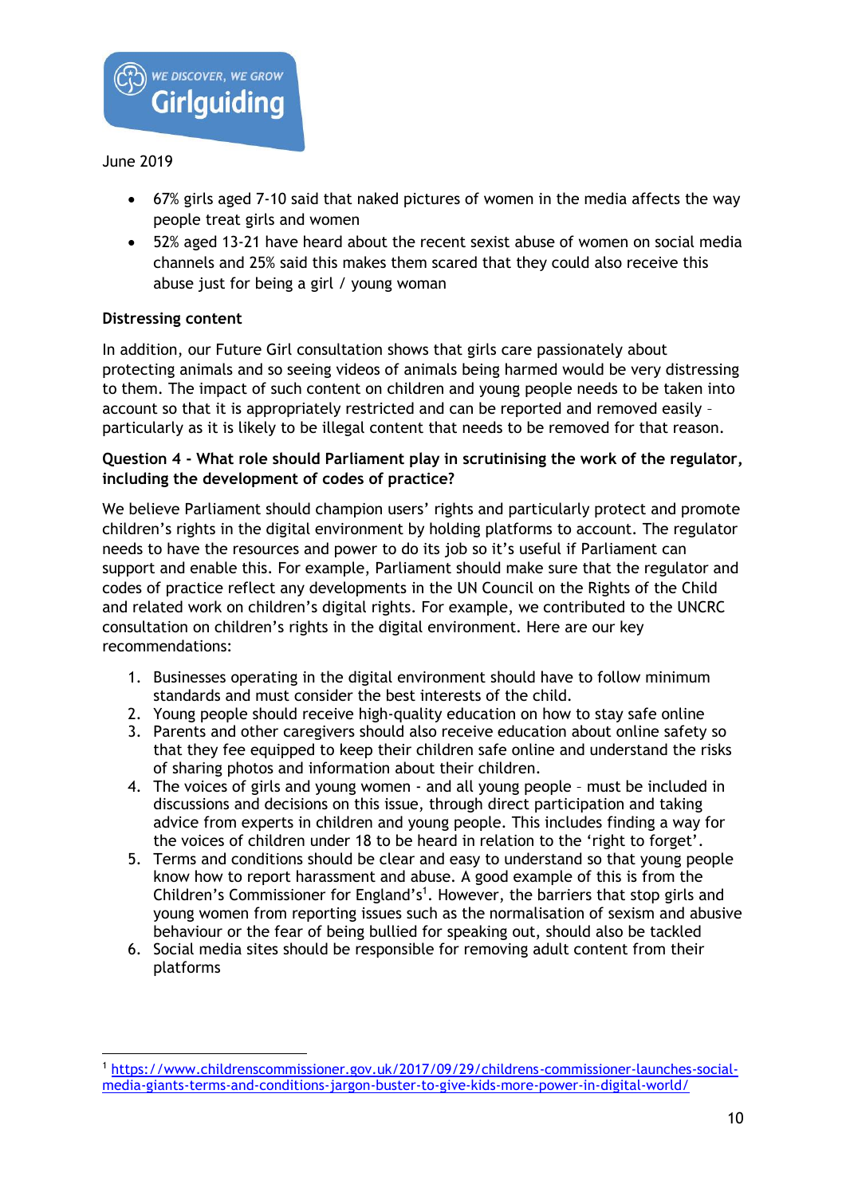June 2019

- 67% girls aged 7-10 said that naked pictures of women in the media affects the way people treat girls and women
- 52% aged 13-21 have heard about the recent sexist abuse of women on social media channels and 25% said this makes them scared that they could also receive this abuse just for being a girl / young woman

**Distressing content**

In addition, our Future Girl consultation shows that girls care passionately about protecting animals and so seeing videos of animals being harmed would be very distressing to them. The impact of such content on children and young people needs to be taken into account so that it is appropriately restricted and can be reported and removed easily – particularly as it is likely to be illegal content that needs to be removed for that reason.

**Question 4 - What role should Parliament play in scrutinising the work of the regulator, including the development of codes of practice?**

We believe Parliament should champion users' rights and particularly protect and promote children's rights in the digital environment by holding platforms to account. The regulator needs to have the resources and power to do its job so it's useful if Parliament can support and enable this. For example, Parliament should make sure that the regulator and codes of practice reflect any developments in the UN Council on the Rights of the Child and related work on children's digital rights. For example, we contributed to the UNCRC consultation on children's rights in the digital environment. Here are our key recommendations:

1. Businesses operating in the digital environment should have to follow minimum standards and must consider the best interests of the child.
2. Young people should receive high-quality education on how to stay safe online
3. Parents and other caregivers should also receive education about online safety so that they fee equipped to keep their children safe online and understand the risks of sharing photos and information about their children.
4. The voices of girls and young women - and all young people – must be included in discussions and decisions on this issue, through direct participation and taking advice from experts in children and young people. This includes finding a way for the voices of children under 18 to be heard in relation to the 'right to forget'.
5. Terms and conditions should be clear and easy to understand so that young people know how to report harassment and abuse. A good example of this is from the Children's Commissioner for England's[1]. However, the barriers that stop girls and young women from reporting issues such as the normalisation of sexism and abusive behaviour or the fear of being bullied for speaking out, should also be tackled
6. Social media sites should be responsible for removing adult content from their platforms

[1] https://www.childrenscommissioner.gov.uk/2017/09/29/childrens-commissioner-launches-social-media-giants-terms-and-conditions-jargon-buster-to-give-kids-more-power-in-digital-world/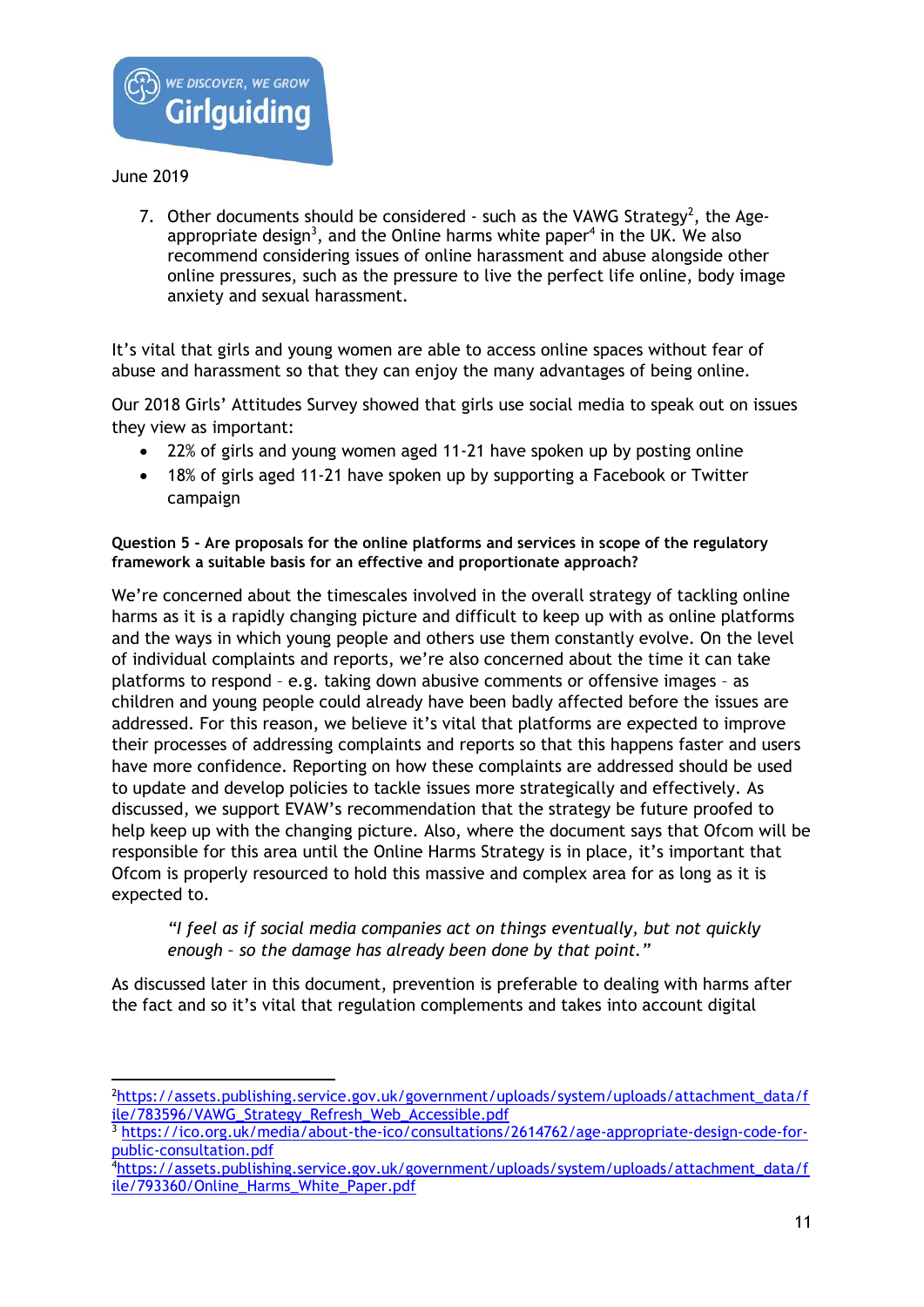June 2019

7. Other documents should be considered - such as the VAWG Strategy[2], the Age-appropriate design[3], and the Online harms white paper[4] in the UK. We also recommend considering issues of online harassment and abuse alongside other online pressures, such as the pressure to live the perfect life online, body image anxiety and sexual harassment.

It's vital that girls and young women are able to access online spaces without fear of abuse and harassment so that they can enjoy the many advantages of being online.

Our 2018 Girls' Attitudes Survey showed that girls use social media to speak out on issues they view as important:

- 22% of girls and young women aged 11-21 have spoken up by posting online
- 18% of girls aged 11-21 have spoken up by supporting a Facebook or Twitter campaign

**Question 5 - Are proposals for the online platforms and services in scope of the regulatory framework a suitable basis for an effective and proportionate approach?**

We're concerned about the timescales involved in the overall strategy of tackling online harms as it is a rapidly changing picture and difficult to keep up with as online platforms and the ways in which young people and others use them constantly evolve. On the level of individual complaints and reports, we're also concerned about the time it can take platforms to respond – e.g. taking down abusive comments or offensive images – as children and young people could already have been badly affected before the issues are addressed. For this reason, we believe it's vital that platforms are expected to improve their processes of addressing complaints and reports so that this happens faster and users have more confidence. Reporting on how these complaints are addressed should be used to update and develop policies to tackle issues more strategically and effectively. As discussed, we support EVAW's recommendation that the strategy be future proofed to help keep up with the changing picture. Also, where the document says that Ofcom will be responsible for this area until the Online Harms Strategy is in place, it's important that Ofcom is properly resourced to hold this massive and complex area for as long as it is expected to.

> *"I feel as if social media companies act on things eventually, but not quickly enough – so the damage has already been done by that point."*

As discussed later in this document, prevention is preferable to dealing with harms after the fact and so it's vital that regulation complements and takes into account digital

---

[2] https://assets.publishing.service.gov.uk/government/uploads/system/uploads/attachment_data/file/783596/VAWG_Strategy_Refresh_Web_Accessible.pdf

[3] https://ico.org.uk/media/about-the-ico/consultations/2614762/age-appropriate-design-code-for-public-consultation.pdf

[4] https://assets.publishing.service.gov.uk/government/uploads/system/uploads/attachment_data/file/793360/Online_Harms_White_Paper.pdf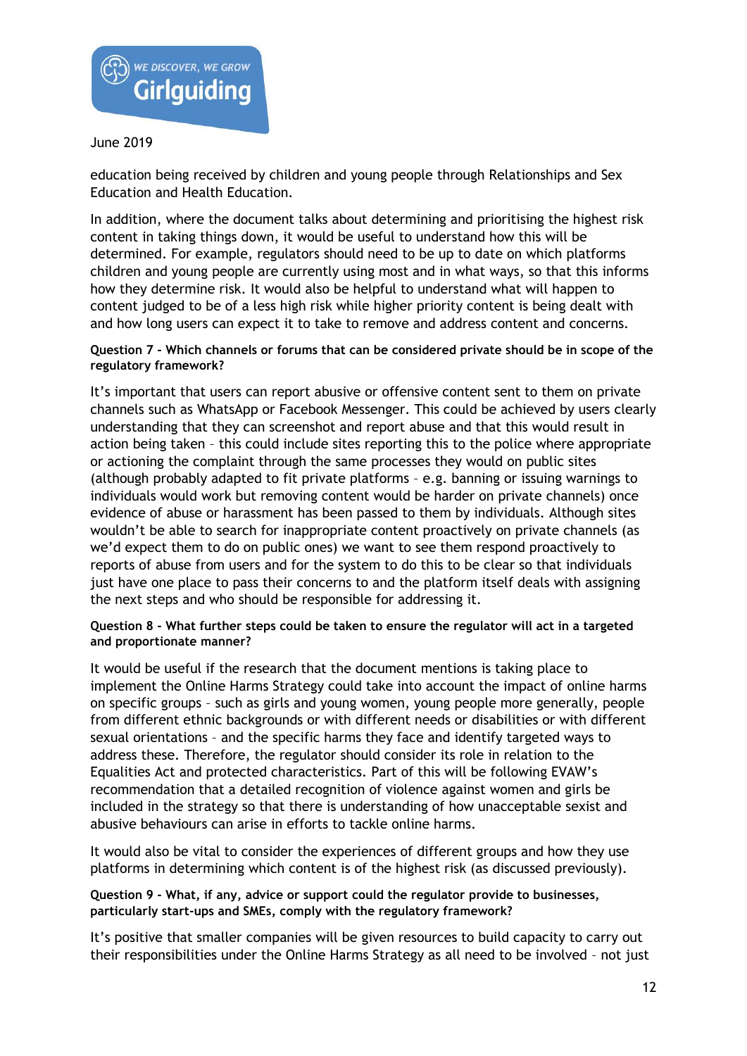education being received by children and young people through Relationships and Sex Education and Health Education.

In addition, where the document talks about determining and prioritising the highest risk content in taking things down, it would be useful to understand how this will be determined. For example, regulators should need to be up to date on which platforms children and young people are currently using most and in what ways, so that this informs how they determine risk. It would also be helpful to understand what will happen to content judged to be of a less high risk while higher priority content is being dealt with and how long users can expect it to take to remove and address content and concerns.

**Question 7 - Which channels or forums that can be considered private should be in scope of the regulatory framework?**

It's important that users can report abusive or offensive content sent to them on private channels such as WhatsApp or Facebook Messenger. This could be achieved by users clearly understanding that they can screenshot and report abuse and that this would result in action being taken – this could include sites reporting this to the police where appropriate or actioning the complaint through the same processes they would on public sites (although probably adapted to fit private platforms – e.g. banning or issuing warnings to individuals would work but removing content would be harder on private channels) once evidence of abuse or harassment has been passed to them by individuals. Although sites wouldn't be able to search for inappropriate content proactively on private channels (as we'd expect them to do on public ones) we want to see them respond proactively to reports of abuse from users and for the system to do this to be clear so that individuals just have one place to pass their concerns to and the platform itself deals with assigning the next steps and who should be responsible for addressing it.

**Question 8 - What further steps could be taken to ensure the regulator will act in a targeted and proportionate manner?**

It would be useful if the research that the document mentions is taking place to implement the Online Harms Strategy could take into account the impact of online harms on specific groups – such as girls and young women, young people more generally, people from different ethnic backgrounds or with different needs or disabilities or with different sexual orientations – and the specific harms they face and identify targeted ways to address these. Therefore, the regulator should consider its role in relation to the Equalities Act and protected characteristics. Part of this will be following EVAW's recommendation that a detailed recognition of violence against women and girls be included in the strategy so that there is understanding of how unacceptable sexist and abusive behaviours can arise in efforts to tackle online harms.

It would also be vital to consider the experiences of different groups and how they use platforms in determining which content is of the highest risk (as discussed previously).

**Question 9 - What, if any, advice or support could the regulator provide to businesses, particularly start-ups and SMEs, comply with the regulatory framework?**

It's positive that smaller companies will be given resources to build capacity to carry out their responsibilities under the Online Harms Strategy as all need to be involved – not just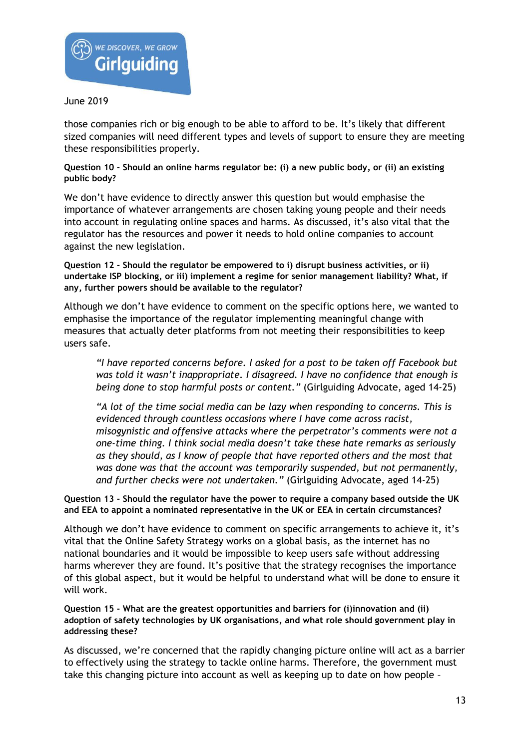those companies rich or big enough to be able to afford to be. It's likely that different sized companies will need different types and levels of support to ensure they are meeting these responsibilities properly.

**Question 10 - Should an online harms regulator be: (i) a new public body, or (ii) an existing public body?**

We don't have evidence to directly answer this question but would emphasise the importance of whatever arrangements are chosen taking young people and their needs into account in regulating online spaces and harms. As discussed, it's also vital that the regulator has the resources and power it needs to hold online companies to account against the new legislation.

**Question 12 - Should the regulator be empowered to i) disrupt business activities, or ii) undertake ISP blocking, or iii) implement a regime for senior management liability? What, if any, further powers should be available to the regulator?**

Although we don't have evidence to comment on the specific options here, we wanted to emphasise the importance of the regulator implementing meaningful change with measures that actually deter platforms from not meeting their responsibilities to keep users safe.

> *"I have reported concerns before. I asked for a post to be taken off Facebook but was told it wasn't inappropriate. I disagreed. I have no confidence that enough is being done to stop harmful posts or content."* (Girlguiding Advocate, aged 14-25)

> *"A lot of the time social media can be lazy when responding to concerns. This is evidenced through countless occasions where I have come across racist, misogynistic and offensive attacks where the perpetrator's comments were not a one-time thing. I think social media doesn't take these hate remarks as seriously as they should, as I know of people that have reported others and the most that was done was that the account was temporarily suspended, but not permanently, and further checks were not undertaken."* (Girlguiding Advocate, aged 14-25)

**Question 13 - Should the regulator have the power to require a company based outside the UK and EEA to appoint a nominated representative in the UK or EEA in certain circumstances?**

Although we don't have evidence to comment on specific arrangements to achieve it, it's vital that the Online Safety Strategy works on a global basis, as the internet has no national boundaries and it would be impossible to keep users safe without addressing harms wherever they are found. It's positive that the strategy recognises the importance of this global aspect, but it would be helpful to understand what will be done to ensure it will work.

**Question 15 - What are the greatest opportunities and barriers for (i)innovation and (ii) adoption of safety technologies by UK organisations, and what role should government play in addressing these?**

As discussed, we're concerned that the rapidly changing picture online will act as a barrier to effectively using the strategy to tackle online harms. Therefore, the government must take this changing picture into account as well as keeping up to date on how people –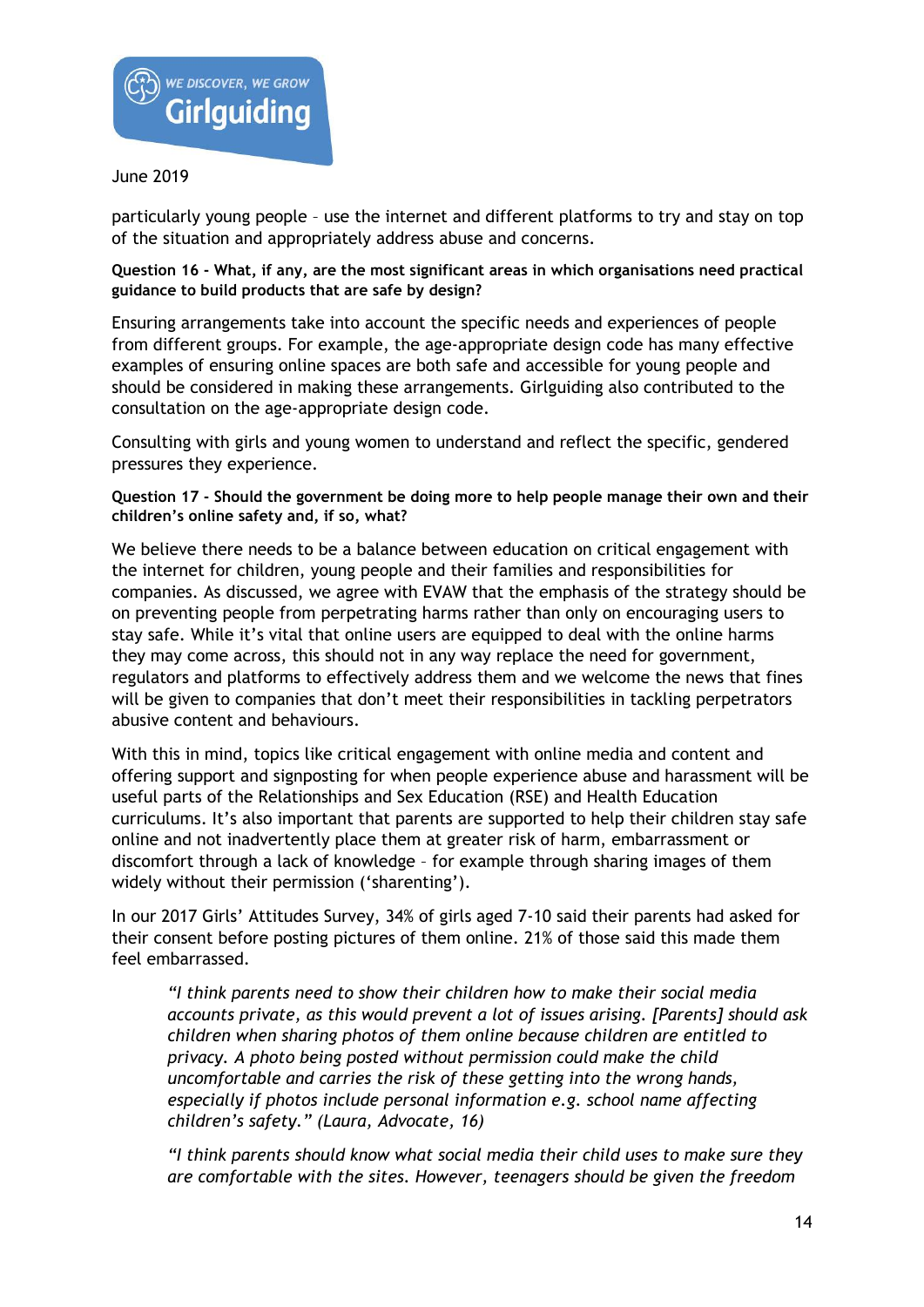particularly young people – use the internet and different platforms to try and stay on top of the situation and appropriately address abuse and concerns.

**Question 16 - What, if any, are the most significant areas in which organisations need practical guidance to build products that are safe by design?**

Ensuring arrangements take into account the specific needs and experiences of people from different groups. For example, the age-appropriate design code has many effective examples of ensuring online spaces are both safe and accessible for young people and should be considered in making these arrangements. Girlguiding also contributed to the consultation on the age-appropriate design code.

Consulting with girls and young women to understand and reflect the specific, gendered pressures they experience.

**Question 17 - Should the government be doing more to help people manage their own and their children's online safety and, if so, what?**

We believe there needs to be a balance between education on critical engagement with the internet for children, young people and their families and responsibilities for companies. As discussed, we agree with EVAW that the emphasis of the strategy should be on preventing people from perpetrating harms rather than only on encouraging users to stay safe. While it's vital that online users are equipped to deal with the online harms they may come across, this should not in any way replace the need for government, regulators and platforms to effectively address them and we welcome the news that fines will be given to companies that don't meet their responsibilities in tackling perpetrators abusive content and behaviours.

With this in mind, topics like critical engagement with online media and content and offering support and signposting for when people experience abuse and harassment will be useful parts of the Relationships and Sex Education (RSE) and Health Education curriculums. It's also important that parents are supported to help their children stay safe online and not inadvertently place them at greater risk of harm, embarrassment or discomfort through a lack of knowledge – for example through sharing images of them widely without their permission ('sharenting').

In our 2017 Girls' Attitudes Survey, 34% of girls aged 7-10 said their parents had asked for their consent before posting pictures of them online. 21% of those said this made them feel embarrassed.

> *"I think parents need to show their children how to make their social media accounts private, as this would prevent a lot of issues arising. [Parents] should ask children when sharing photos of them online because children are entitled to privacy. A photo being posted without permission could make the child uncomfortable and carries the risk of these getting into the wrong hands, especially if photos include personal information e.g. school name affecting children's safety." (Laura, Advocate, 16)*

> *"I think parents should know what social media their child uses to make sure they are comfortable with the sites. However, teenagers should be given the freedom*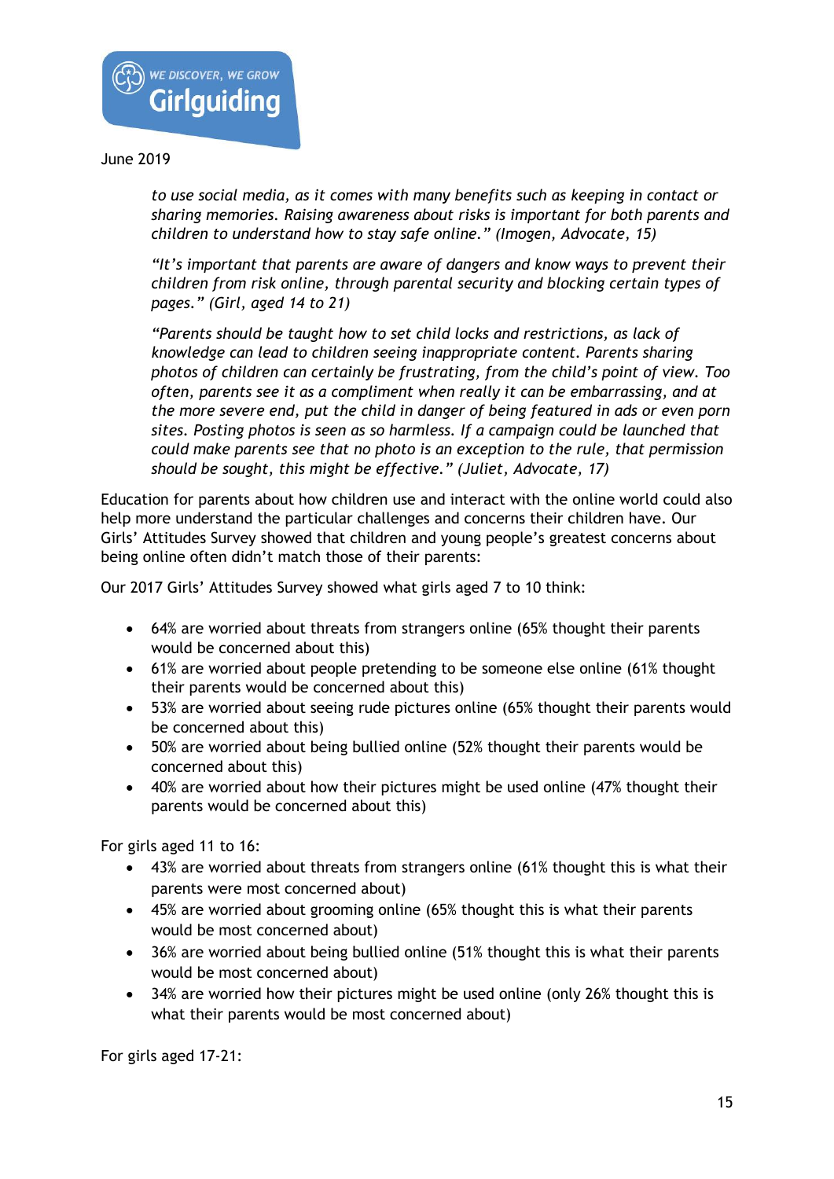*to use social media, as it comes with many benefits such as keeping in contact or sharing memories. Raising awareness about risks is important for both parents and children to understand how to stay safe online." (Imogen, Advocate, 15)*

*"It's important that parents are aware of dangers and know ways to prevent their children from risk online, through parental security and blocking certain types of pages." (Girl, aged 14 to 21)*

*"Parents should be taught how to set child locks and restrictions, as lack of knowledge can lead to children seeing inappropriate content. Parents sharing photos of children can certainly be frustrating, from the child's point of view. Too often, parents see it as a compliment when really it can be embarrassing, and at the more severe end, put the child in danger of being featured in ads or even porn sites. Posting photos is seen as so harmless. If a campaign could be launched that could make parents see that no photo is an exception to the rule, that permission should be sought, this might be effective." (Juliet, Advocate, 17)*

Education for parents about how children use and interact with the online world could also help more understand the particular challenges and concerns their children have. Our Girls' Attitudes Survey showed that children and young people's greatest concerns about being online often didn't match those of their parents:

Our 2017 Girls' Attitudes Survey showed what girls aged 7 to 10 think:

- 64% are worried about threats from strangers online (65% thought their parents would be concerned about this)
- 61% are worried about people pretending to be someone else online (61% thought their parents would be concerned about this)
- 53% are worried about seeing rude pictures online (65% thought their parents would be concerned about this)
- 50% are worried about being bullied online (52% thought their parents would be concerned about this)
- 40% are worried about how their pictures might be used online (47% thought their parents would be concerned about this)

For girls aged 11 to 16:

- 43% are worried about threats from strangers online (61% thought this is what their parents were most concerned about)
- 45% are worried about grooming online (65% thought this is what their parents would be most concerned about)
- 36% are worried about being bullied online (51% thought this is what their parents would be most concerned about)
- 34% are worried how their pictures might be used online (only 26% thought this is what their parents would be most concerned about)

For girls aged 17-21: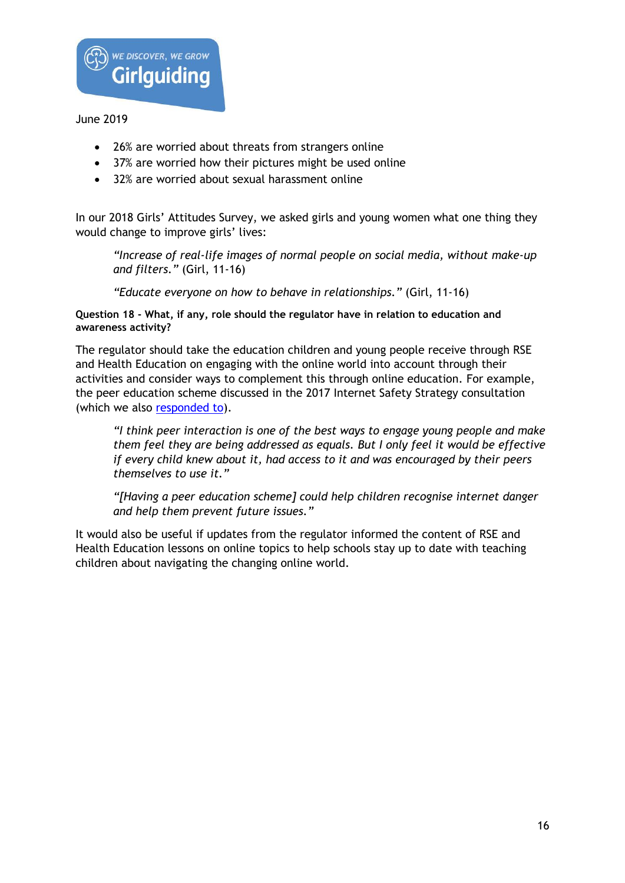- 26% are worried about threats from strangers online
- 37% are worried how their pictures might be used online
- 32% are worried about sexual harassment online

In our 2018 Girls' Attitudes Survey, we asked girls and young women what one thing they would change to improve girls' lives:

> *"Increase of real-life images of normal people on social media, without make-up and filters."* (Girl, 11-16)

> *"Educate everyone on how to behave in relationships."* (Girl, 11-16)

**Question 18 - What, if any, role should the regulator have in relation to education and awareness activity?**

The regulator should take the education children and young people receive through RSE and Health Education on engaging with the online world into account through their activities and consider ways to complement this through online education. For example, the peer education scheme discussed in the 2017 Internet Safety Strategy consultation (which we also responded to).

> *"I think peer interaction is one of the best ways to engage young people and make them feel they are being addressed as equals. But I only feel it would be effective if every child knew about it, had access to it and was encouraged by their peers themselves to use it."*

> *"[Having a peer education scheme] could help children recognise internet danger and help them prevent future issues."*

It would also be useful if updates from the regulator informed the content of RSE and Health Education lessons on online topics to help schools stay up to date with teaching children about navigating the changing online world.